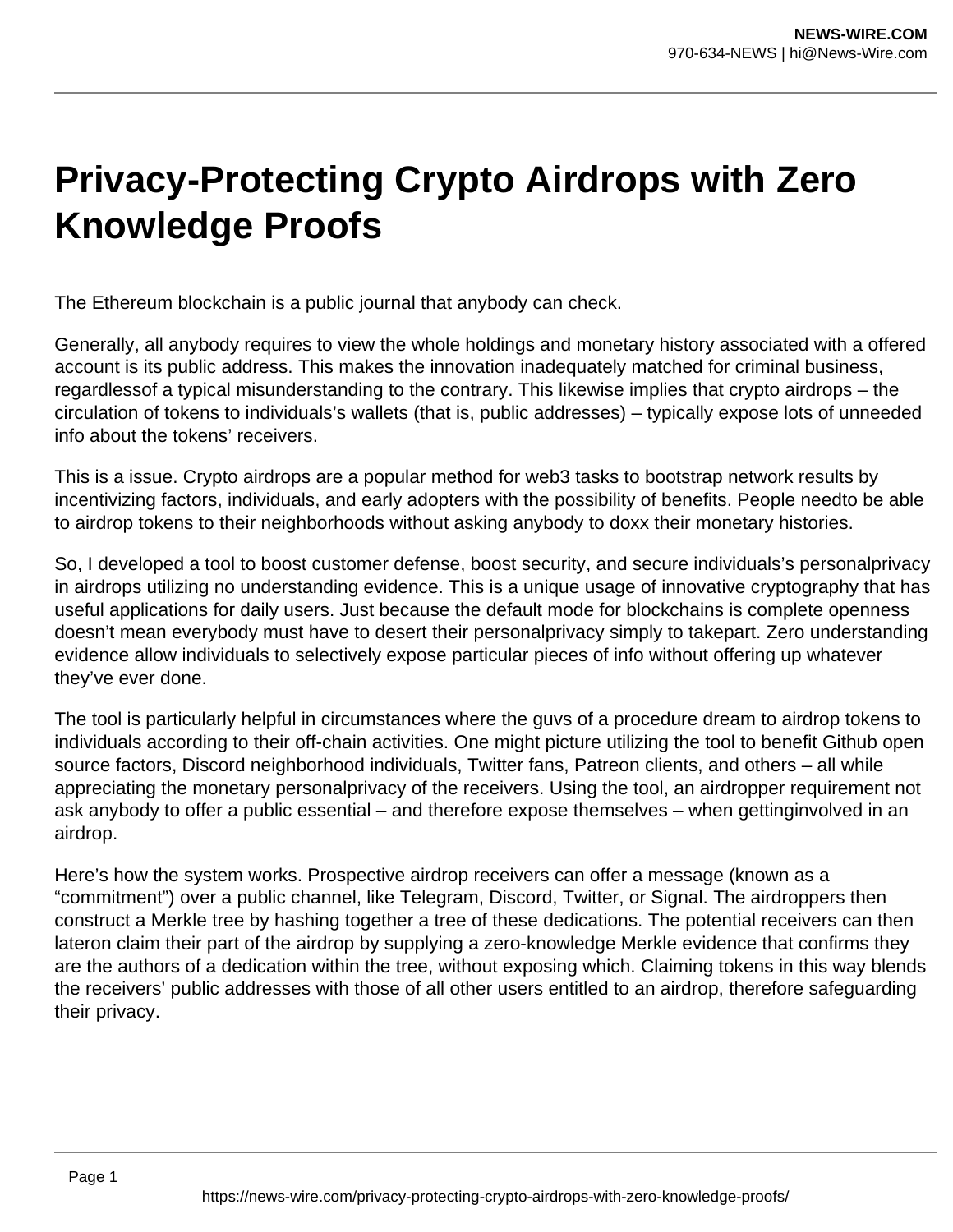# Privacy-Protecting Crypto Airdrops with Zero Knowledge Proofs

The Ethereum blockchain is a public journal that anybody can check.

Generally, all anybody requires to view the whole holdings and monetary history associated with a offered account is its public address. This makes the innovation inadequately matched for criminal business, regardlessof a typical misunderstanding to the contrary. This likewise implies that crypto airdrops – the circulation of tokens to individuals's wallets (that is, public addresses) – typically expose lots of unneeded info about the tokens' receivers.

This is a issue. Crypto airdrops are a popular method for web3 tasks to bootstrap network results by incentivizing factors, individuals, and early adopters with the possibility of benefits. People needto be able to airdrop tokens to their neighborhoods without asking anybody to doxx their monetary histories.

So, I developed a tool to boost customer defense, boost security, and secure individuals's personalprivacy in airdrops utilizing no understanding evidence. This is a unique usage of innovative cryptography that has useful applications for daily users. Just because the default mode for blockchains is complete openness doesn't mean everybody must have to desert their personalprivacy simply to takepart. Zero understanding evidence allow individuals to selectively expose particular pieces of info without offering up whatever they've ever done.

The tool is particularly helpful in circumstances where the guvs of a procedure dream to airdrop tokens to individuals according to their off-chain activities. One might picture utilizing the tool to benefit Github open source factors, Discord neighborhood individuals, Twitter fans, Patreon clients, and others – all while appreciating the monetary personalprivacy of the receivers. Using the tool, an airdropper requirement not ask anybody to offer a public essential – and therefore expose themselves – when gettinginvolved in an airdrop.

Here's how the system works. Prospective airdrop receivers can offer a message (known as a "commitment") over a public channel, like Telegram, Discord, Twitter, or Signal. The airdroppers then construct a Merkle tree by hashing together a tree of these dedications. The potential receivers can then lateron claim their part of the airdrop by supplying a zero-knowledge Merkle evidence that confirms they are the authors of a dedication within the tree, without exposing which. Claiming tokens in this way blends the receivers' public addresses with those of all other users entitled to an airdrop, therefore safeguarding their privacy.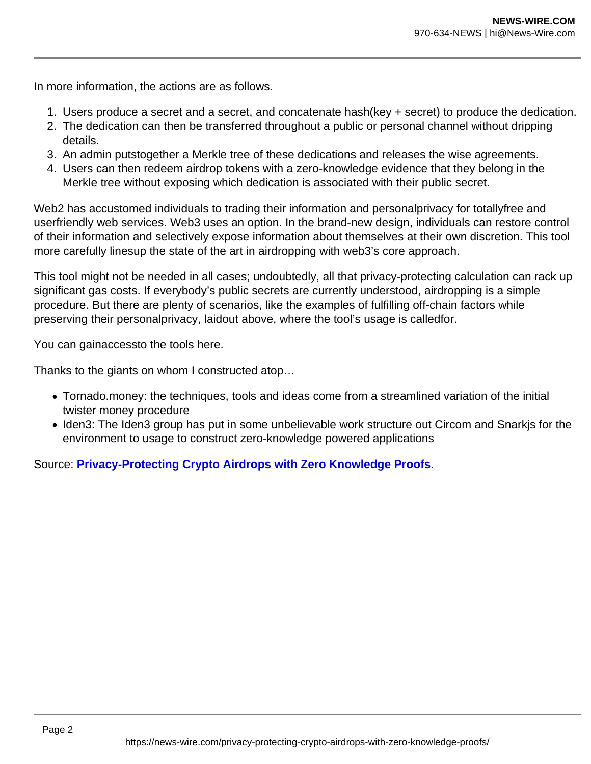In more information, the actions are as follows.

1. Users produce a secret and a secret, and concatenate hash(key + secret) to produce the dedication.
2. The dedication can then be transferred throughout a public or personal channel without dripping details.
3. An admin putstogether a Merkle tree of these dedications and releases the wise agreements.
4. Users can then redeem airdrop tokens with a zero-knowledge evidence that they belong in the Merkle tree without exposing which dedication is associated with their public secret.

Web2 has accustomed individuals to trading their information and personalprivacy for totallyfree and userfriendly web services. Web3 uses an option. In the brand-new design, individuals can restore control of their information and selectively expose information about themselves at their own discretion. This tool more carefully linesup the state of the art in airdropping with web3's core approach.

This tool might not be needed in all cases; undoubtedly, all that privacy-protecting calculation can rack up significant gas costs. If everybody's public secrets are currently understood, airdropping is a simple procedure. But there are plenty of scenarios, like the examples of fulfilling off-chain factors while preserving their personalprivacy, laidout above, where the tool's usage is calledfor.

You can gainaccessto the tools here.

Thanks to the giants on whom I constructed atop…

- Tornado.money: the techniques, tools and ideas come from a streamlined variation of the initial twister money procedure
- Iden3: The Iden3 group has put in some unbelievable work structure out Circom and Snarkjs for the environment to usage to construct zero-knowledge powered applications

Source: **Privacy-Protecting Crypto Airdrops with Zero Knowledge Proofs**.